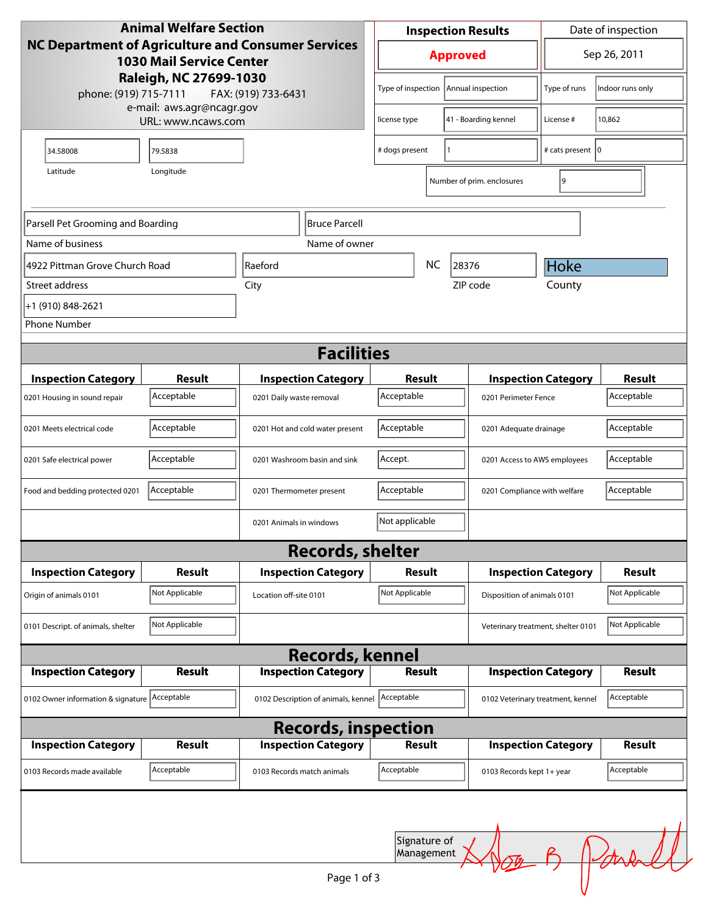**Animal Welfare Section**
**NC Department of Agriculture and Consumer Services**
**1030 Mail Service Center**
**Raleigh, NC 27699-1030**
phone: (919) 715-7111  FAX: (919) 733-6431
e-mail: aws.agr@ncagr.gov
URL: www.ncaws.com

| Inspection Results | Date of inspection |
|---|---|
| **Approved** | Sep 26, 2011 |

| Type of inspection | Annual inspection | Type of runs | Indoor runs only |
|---|---|---|---|
| license type | 41 - Boarding kennel | License # | 10,862 |
| # dogs present | 1 | # cats present | 0 |

Number of prim. enclosures: 9

Latitude: 34.58008
Longitude: 79.5838

Name of business: Parsell Pet Grooming and Boarding
Name of owner: Bruce Parcell
Street address: 4922 Pittman Grove Church Road
City: Raeford
NC
ZIP code: 28376
County: Hoke
Phone Number: +1 (910) 848-2621

## Facilities

| Inspection Category | Result | Inspection Category | Result | Inspection Category | Result |
|---|---|---|---|---|---|
| 0201 Housing in sound repair | Acceptable | 0201 Daily waste removal | Acceptable | 0201 Perimeter Fence | Acceptable |
| 0201 Meets electrical code | Acceptable | 0201 Hot and cold water present | Acceptable | 0201 Adequate drainage | Acceptable |
| 0201 Safe electrical power | Acceptable | 0201 Washroom basin and sink | Accept. | 0201 Access to AWS employees | Acceptable |
| Food and bedding protected 0201 | Acceptable | 0201 Thermometer present | Acceptable | 0201 Compliance with welfare | Acceptable |
| | | 0201 Animals in windows | Not applicable | | |

## Records, shelter

| Inspection Category | Result | Inspection Category | Result | Inspection Category | Result |
|---|---|---|---|---|---|
| Origin of animals 0101 | Not Applicable | Location off-site 0101 | Not Applicable | Disposition of animals 0101 | Not Applicable |
| 0101 Descript. of animals, shelter | Not Applicable | | | Veterinary treatment, shelter 0101 | Not Applicable |

## Records, kennel

| Inspection Category | Result | Inspection Category | Result | Inspection Category | Result |
|---|---|---|---|---|---|
| 0102 Owner information & signature | Acceptable | 0102 Description of animals, kennel | Acceptable | 0102 Veterinary treatment, kennel | Acceptable |

## Records, inspection

| Inspection Category | Result | Inspection Category | Result | Inspection Category | Result |
|---|---|---|---|---|---|
| 0103 Records made available | Acceptable | 0103 Records match animals | Acceptable | 0103 Records kept 1+ year | Acceptable |

Signature of Management: [signature]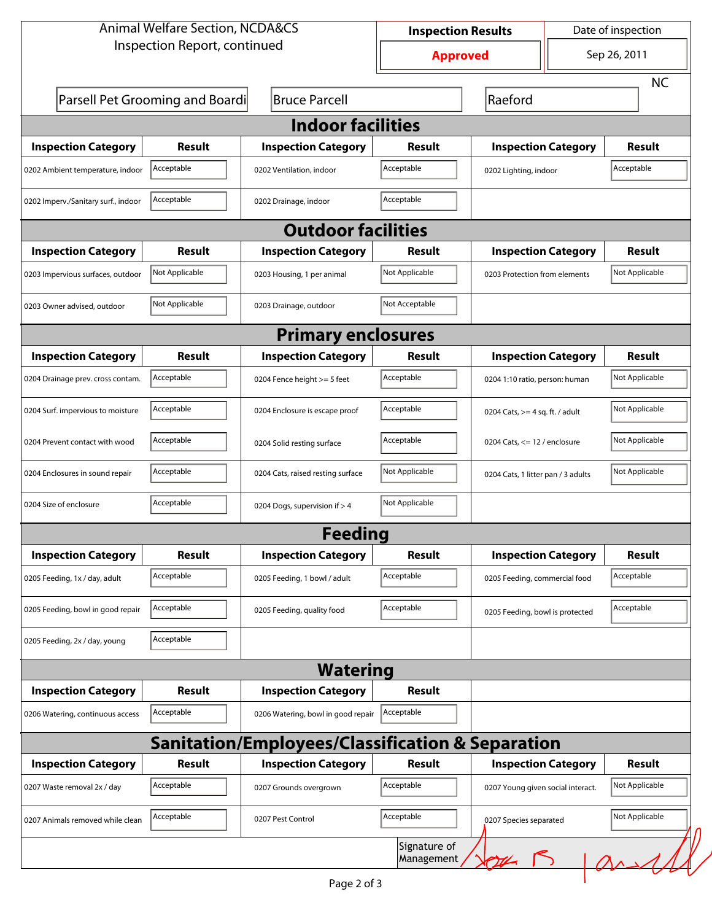Animal Welfare Section, NCDA&CS
Inspection Report, continued

| Inspection Results | Date of inspection |
| --- | --- |
| Approved | Sep 26, 2011 |

Parsell Pet Grooming and Boardi | Bruce Parcell | Raeford | NC

## Indoor facilities

| Inspection Category | Result | Inspection Category | Result | Inspection Category | Result |
| --- | --- | --- | --- | --- | --- |
| 0202 Ambient temperature, indoor | Acceptable | 0202 Ventilation, indoor | Acceptable | 0202 Lighting, indoor | Acceptable |
| 0202 Imperv./Sanitary surf., indoor | Acceptable | 0202 Drainage, indoor | Acceptable | | |

## Outdoor facilities

| Inspection Category | Result | Inspection Category | Result | Inspection Category | Result |
| --- | --- | --- | --- | --- | --- |
| 0203 Impervious surfaces, outdoor | Not Applicable | 0203 Housing, 1 per animal | Not Applicable | 0203 Protection from elements | Not Applicable |
| 0203 Owner advised, outdoor | Not Applicable | 0203 Drainage, outdoor | Not Acceptable | | |

## Primary enclosures

| Inspection Category | Result | Inspection Category | Result | Inspection Category | Result |
| --- | --- | --- | --- | --- | --- |
| 0204 Drainage prev. cross contam. | Acceptable | 0204 Fence height >= 5 feet | Acceptable | 0204 1:10 ratio, person: human | Not Applicable |
| 0204 Surf. impervious to moisture | Acceptable | 0204 Enclosure is escape proof | Acceptable | 0204 Cats, >= 4 sq. ft. / adult | Not Applicable |
| 0204 Prevent contact with wood | Acceptable | 0204 Solid resting surface | Acceptable | 0204 Cats, <= 12 / enclosure | Not Applicable |
| 0204 Enclosures in sound repair | Acceptable | 0204 Cats, raised resting surface | Not Applicable | 0204 Cats, 1 litter pan / 3 adults | Not Applicable |
| 0204 Size of enclosure | Acceptable | 0204 Dogs, supervision if > 4 | Not Applicable | | |

## Feeding

| Inspection Category | Result | Inspection Category | Result | Inspection Category | Result |
| --- | --- | --- | --- | --- | --- |
| 0205 Feeding, 1x / day, adult | Acceptable | 0205 Feeding, 1 bowl / adult | Acceptable | 0205 Feeding, commercial food | Acceptable |
| 0205 Feeding, bowl in good repair | Acceptable | 0205 Feeding, quality food | Acceptable | 0205 Feeding, bowl is protected | Acceptable |
| 0205 Feeding, 2x / day, young | Acceptable | | | | |

## Watering

| Inspection Category | Result | Inspection Category | Result |
| --- | --- | --- | --- |
| 0206 Watering, continuous access | Acceptable | 0206 Watering, bowl in good repair | Acceptable |

## Sanitation/Employees/Classification & Separation

| Inspection Category | Result | Inspection Category | Result | Inspection Category | Result |
| --- | --- | --- | --- | --- | --- |
| 0207 Waste removal 2x / day | Acceptable | 0207 Grounds overgrown | Acceptable | 0207 Young given social interact. | Not Applicable |
| 0207 Animals removed while clean | Acceptable | 0207 Pest Control | Acceptable | 0207 Species separated | Not Applicable |

Signature of Management: [signature]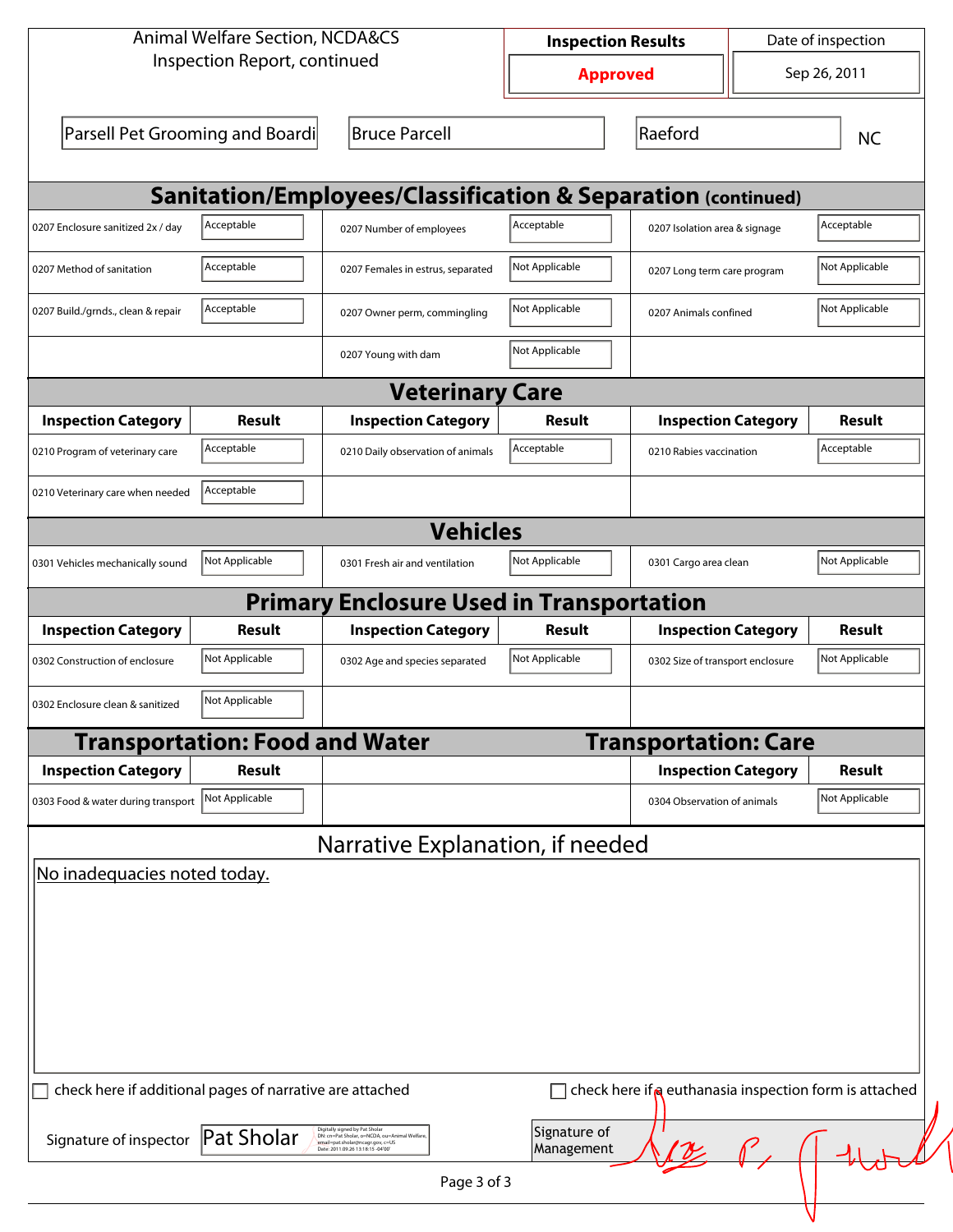Animal Welfare Section, NCDA&CS
Inspection Report, continued

| Inspection Results | Date of inspection |
| --- | --- |
| **Approved** | Sep 26, 2011 |

Parsell Pet Grooming and Boardi | Bruce Parcell | Raeford | NC

## Sanitation/Employees/Classification & Separation (continued)

| | | | | | |
| --- | --- | --- | --- | --- | --- |
| 0207 Enclosure sanitized 2x / day | Acceptable | 0207 Number of employees | Acceptable | 0207 Isolation area & signage | Acceptable |
| 0207 Method of sanitation | Acceptable | 0207 Females in estrus, separated | Not Applicable | 0207 Long term care program | Not Applicable |
| 0207 Build./grnds., clean & repair | Acceptable | 0207 Owner perm, commingling | Not Applicable | 0207 Animals confined | Not Applicable |
| | | 0207 Young with dam | Not Applicable | | |

## Veterinary Care

| Inspection Category | Result | Inspection Category | Result | Inspection Category | Result |
| --- | --- | --- | --- | --- | --- |
| 0210 Program of veterinary care | Acceptable | 0210 Daily observation of animals | Acceptable | 0210 Rabies vaccination | Acceptable |
| 0210 Veterinary care when needed | Acceptable | | | | |

## Vehicles

| | | | | | |
| --- | --- | --- | --- | --- | --- |
| 0301 Vehicles mechanically sound | Not Applicable | 0301 Fresh air and ventilation | Not Applicable | 0301 Cargo area clean | Not Applicable |

## Primary Enclosure Used in Transportation

| Inspection Category | Result | Inspection Category | Result | Inspection Category | Result |
| --- | --- | --- | --- | --- | --- |
| 0302 Construction of enclosure | Not Applicable | 0302 Age and species separated | Not Applicable | 0302 Size of transport enclosure | Not Applicable |
| 0302 Enclosure clean & sanitized | Not Applicable | | | | |

## Transportation: Food and Water

| Inspection Category | Result |
| --- | --- |
| 0303 Food & water during transport | Not Applicable |

## Transportation: Care

| Inspection Category | Result |
| --- | --- |
| 0304 Observation of animals | Not Applicable |

## Narrative Explanation, if needed

No inadequacies noted today.

☐ check here if additional pages of narrative are attached

☐ check here if a euthanasia inspection form is attached

Signature of inspector: Pat Sholar (Digitally signed by Pat Sholar, DN: cn=Pat Sholar, o=NCDA, ou=Animal Welfare, email=pat.sholar@ncagr.gov, c=US, Date: 2011.09.26 13:18:15 -04'00')

Signature of Management: [signature]